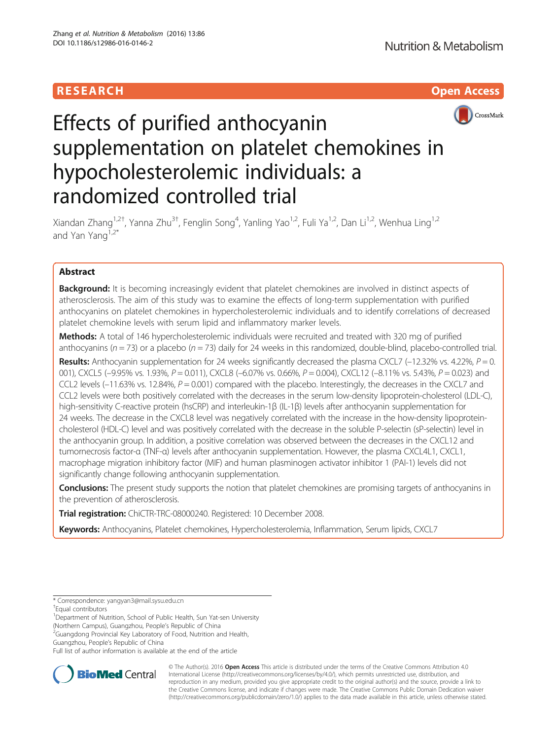RESEARCH

Open Access

# Effects of purified anthocyanin supplementation on platelet chemokines in hypocholesterolemic individuals: a randomized controlled trial

Xiandan Zhang[1,2†], Yanna Zhu[3†], Fenglin Song[4], Yanling Yao[1,2], Fuli Ya[1,2], Dan Li[1,2], Wenhua Ling[1,2] and Yan Yang[1,2*]

## Abstract

**Background:** It is becoming increasingly evident that platelet chemokines are involved in distinct aspects of atherosclerosis. The aim of this study was to examine the effects of long-term supplementation with purified anthocyanins on platelet chemokines in hypercholesterolemic individuals and to identify correlations of decreased platelet chemokine levels with serum lipid and inflammatory marker levels.

**Methods:** A total of 146 hypercholesterolemic individuals were recruited and treated with 320 mg of purified anthocyanins ($n = 73$) or a placebo ($n = 73$) daily for 24 weeks in this randomized, double-blind, placebo-controlled trial.

**Results:** Anthocyanin supplementation for 24 weeks significantly decreased the plasma CXCL7 (−12.32% vs. 4.22%, $P = 0.001$), CXCL5 (−9.95% vs. 1.93%, $P = 0.011$), CXCL8 (−6.07% vs. 0.66%, $P = 0.004$), CXCL12 (−8.11% vs. 5.43%, $P = 0.023$) and CCL2 levels (−11.63% vs. 12.84%, $P = 0.001$) compared with the placebo. Interestingly, the decreases in the CXCL7 and CCL2 levels were both positively correlated with the decreases in the serum low-density lipoprotein-cholesterol (LDL-C), high-sensitivity C-reactive protein (hsCRP) and interleukin-1β (IL-1β) levels after anthocyanin supplementation for 24 weeks. The decrease in the CXCL8 level was negatively correlated with the increase in the how-density lipoprotein-cholesterol (HDL-C) level and was positively correlated with the decrease in the soluble P-selectin (sP-selectin) level in the anthocyanin group. In addition, a positive correlation was observed between the decreases in the CXCL12 and tumornecrosis factor-α (TNF-α) levels after anthocyanin supplementation. However, the plasma CXCL4L1, CXCL1, macrophage migration inhibitory factor (MIF) and human plasminogen activator inhibitor 1 (PAI-1) levels did not significantly change following anthocyanin supplementation.

**Conclusions:** The present study supports the notion that platelet chemokines are promising targets of anthocyanins in the prevention of atherosclerosis.

**Trial registration:** ChiCTR-TRC-08000240. Registered: 10 December 2008.

**Keywords:** Anthocyanins, Platelet chemokines, Hypercholesterolemia, Inflammation, Serum lipids, CXCL7

---

* Correspondence: yangyan3@mail.sysu.edu.cn

†Equal contributors

[1]Department of Nutrition, School of Public Health, Sun Yat-sen University (Northern Campus), Guangzhou, People's Republic of China

[2]Guangdong Provincial Key Laboratory of Food, Nutrition and Health, Guangzhou, People's Republic of China

Full list of author information is available at the end of the article

© The Author(s). 2016 **Open Access** This article is distributed under the terms of the Creative Commons Attribution 4.0 International License (http://creativecommons.org/licenses/by/4.0/), which permits unrestricted use, distribution, and reproduction in any medium, provided you give appropriate credit to the original author(s) and the source, provide a link to the Creative Commons license, and indicate if changes were made. The Creative Commons Public Domain Dedication waiver (http://creativecommons.org/publicdomain/zero/1.0/) applies to the data made available in this article, unless otherwise stated.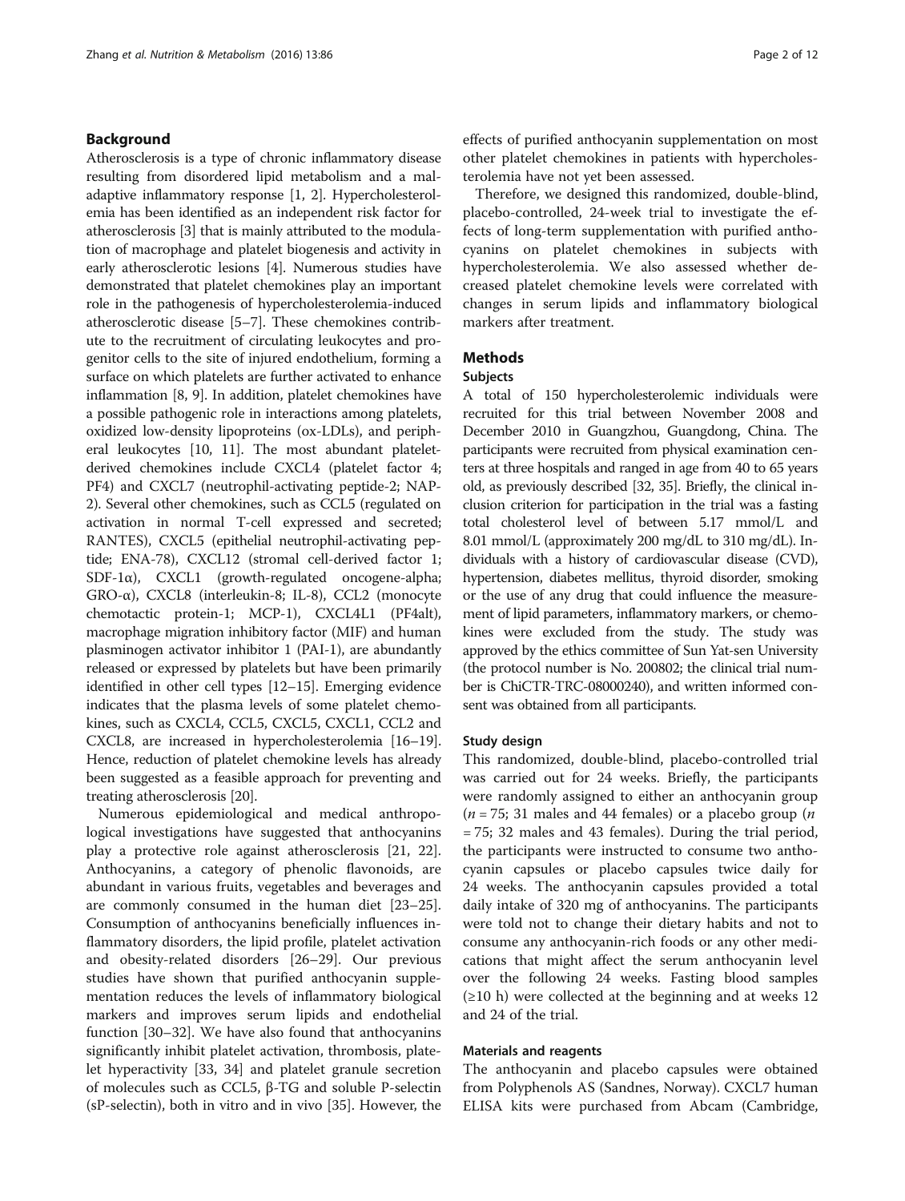## Background

Atherosclerosis is a type of chronic inflammatory disease resulting from disordered lipid metabolism and a maladaptive inflammatory response [1, 2]. Hypercholesterolemia has been identified as an independent risk factor for atherosclerosis [3] that is mainly attributed to the modulation of macrophage and platelet biogenesis and activity in early atherosclerotic lesions [4]. Numerous studies have demonstrated that platelet chemokines play an important role in the pathogenesis of hypercholesterolemia-induced atherosclerotic disease [5–7]. These chemokines contribute to the recruitment of circulating leukocytes and progenitor cells to the site of injured endothelium, forming a surface on which platelets are further activated to enhance inflammation [8, 9]. In addition, platelet chemokines have a possible pathogenic role in interactions among platelets, oxidized low-density lipoproteins (ox-LDLs), and peripheral leukocytes [10, 11]. The most abundant platelet-derived chemokines include CXCL4 (platelet factor 4; PF4) and CXCL7 (neutrophil-activating peptide-2; NAP-2). Several other chemokines, such as CCL5 (regulated on activation in normal T-cell expressed and secreted; RANTES), CXCL5 (epithelial neutrophil-activating peptide; ENA-78), CXCL12 (stromal cell-derived factor 1; SDF-1α), CXCL1 (growth-regulated oncogene-alpha; GRO-α), CXCL8 (interleukin-8; IL-8), CCL2 (monocyte chemotactic protein-1; MCP-1), CXCL4L1 (PF4alt), macrophage migration inhibitory factor (MIF) and human plasminogen activator inhibitor 1 (PAI-1), are abundantly released or expressed by platelets but have been primarily identified in other cell types [12–15]. Emerging evidence indicates that the plasma levels of some platelet chemokines, such as CXCL4, CCL5, CXCL5, CXCL1, CCL2 and CXCL8, are increased in hypercholesterolemia [16–19]. Hence, reduction of platelet chemokine levels has already been suggested as a feasible approach for preventing and treating atherosclerosis [20].

Numerous epidemiological and medical anthropological investigations have suggested that anthocyanins play a protective role against atherosclerosis [21, 22]. Anthocyanins, a category of phenolic flavonoids, are abundant in various fruits, vegetables and beverages and are commonly consumed in the human diet [23–25]. Consumption of anthocyanins beneficially influences inflammatory disorders, the lipid profile, platelet activation and obesity-related disorders [26–29]. Our previous studies have shown that purified anthocyanin supplementation reduces the levels of inflammatory biological markers and improves serum lipids and endothelial function [30–32]. We have also found that anthocyanins significantly inhibit platelet activation, thrombosis, platelet hyperactivity [33, 34] and platelet granule secretion of molecules such as CCL5, β-TG and soluble P-selectin (sP-selectin), both in vitro and in vivo [35]. However, the effects of purified anthocyanin supplementation on most other platelet chemokines in patients with hypercholesterolemia have not yet been assessed.

Therefore, we designed this randomized, double-blind, placebo-controlled, 24-week trial to investigate the effects of long-term supplementation with purified anthocyanins on platelet chemokines in subjects with hypercholesterolemia. We also assessed whether decreased platelet chemokine levels were correlated with changes in serum lipids and inflammatory biological markers after treatment.

## Methods

### Subjects

A total of 150 hypercholesterolemic individuals were recruited for this trial between November 2008 and December 2010 in Guangzhou, Guangdong, China. The participants were recruited from physical examination centers at three hospitals and ranged in age from 40 to 65 years old, as previously described [32, 35]. Briefly, the clinical inclusion criterion for participation in the trial was a fasting total cholesterol level of between 5.17 mmol/L and 8.01 mmol/L (approximately 200 mg/dL to 310 mg/dL). Individuals with a history of cardiovascular disease (CVD), hypertension, diabetes mellitus, thyroid disorder, smoking or the use of any drug that could influence the measurement of lipid parameters, inflammatory markers, or chemokines were excluded from the study. The study was approved by the ethics committee of Sun Yat-sen University (the protocol number is No. 200802; the clinical trial number is ChiCTR-TRC-08000240), and written informed consent was obtained from all participants.

### Study design

This randomized, double-blind, placebo-controlled trial was carried out for 24 weeks. Briefly, the participants were randomly assigned to either an anthocyanin group ($n = 75$; 31 males and 44 females) or a placebo group ($n = 75$; 32 males and 43 females). During the trial period, the participants were instructed to consume two anthocyanin capsules or placebo capsules twice daily for 24 weeks. The anthocyanin capsules provided a total daily intake of 320 mg of anthocyanins. The participants were told not to change their dietary habits and not to consume any anthocyanin-rich foods or any other medications that might affect the serum anthocyanin level over the following 24 weeks. Fasting blood samples (≥10 h) were collected at the beginning and at weeks 12 and 24 of the trial.

### Materials and reagents

The anthocyanin and placebo capsules were obtained from Polyphenols AS (Sandnes, Norway). CXCL7 human ELISA kits were purchased from Abcam (Cambridge,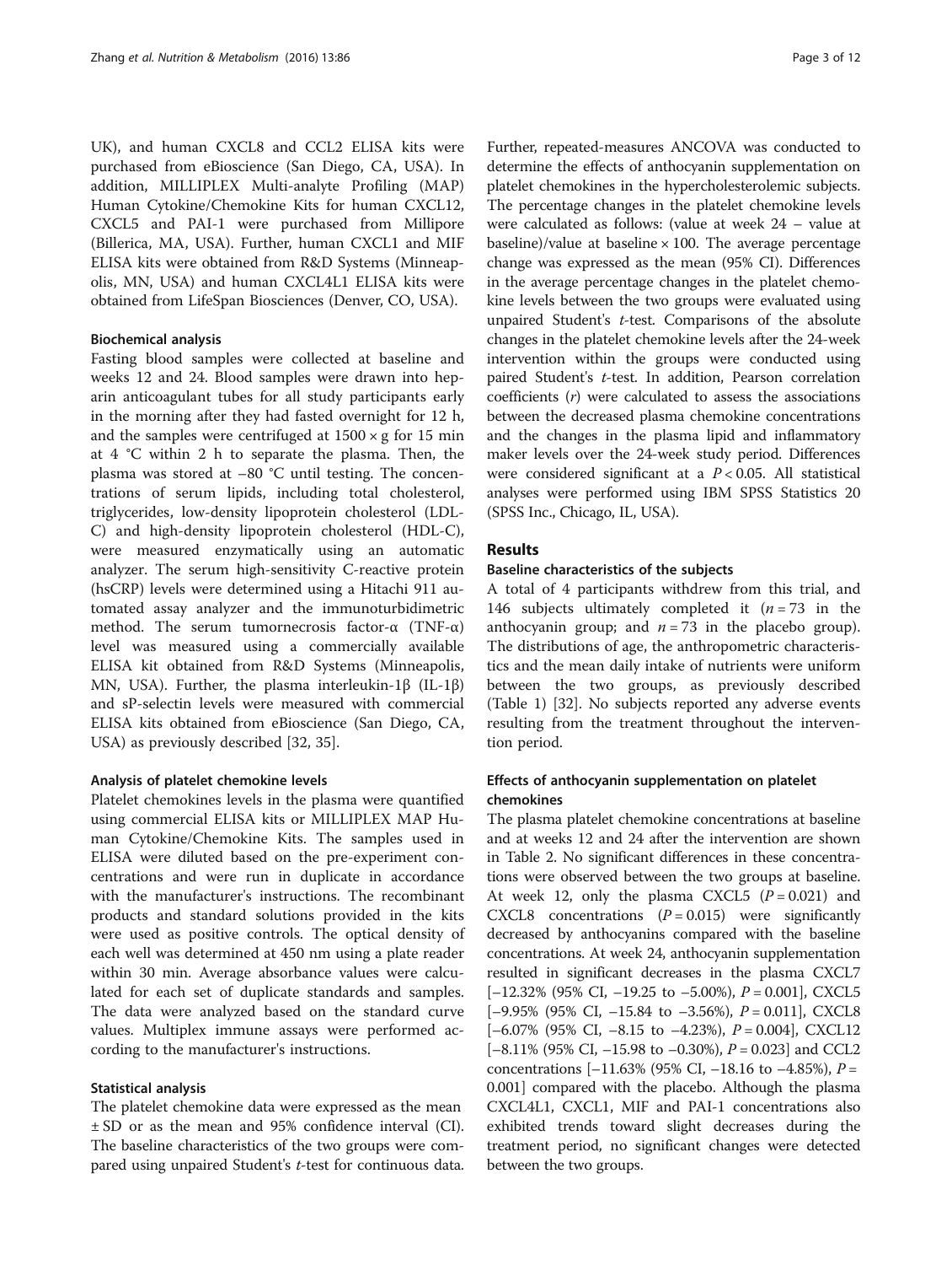UK), and human CXCL8 and CCL2 ELISA kits were purchased from eBioscience (San Diego, CA, USA). In addition, MILLIPLEX Multi-analyte Profiling (MAP) Human Cytokine/Chemokine Kits for human CXCL12, CXCL5 and PAI-1 were purchased from Millipore (Billerica, MA, USA). Further, human CXCL1 and MIF ELISA kits were obtained from R&D Systems (Minneapolis, MN, USA) and human CXCL4L1 ELISA kits were obtained from LifeSpan Biosciences (Denver, CO, USA).

#### Biochemical analysis

Fasting blood samples were collected at baseline and weeks 12 and 24. Blood samples were drawn into heparin anticoagulant tubes for all study participants early in the morning after they had fasted overnight for 12 h, and the samples were centrifuged at 1500 × g for 15 min at 4 °C within 2 h to separate the plasma. Then, the plasma was stored at −80 °C until testing. The concentrations of serum lipids, including total cholesterol, triglycerides, low-density lipoprotein cholesterol (LDL-C) and high-density lipoprotein cholesterol (HDL-C), were measured enzymatically using an automatic analyzer. The serum high-sensitivity C-reactive protein (hsCRP) levels were determined using a Hitachi 911 automated assay analyzer and the immunoturbidimetric method. The serum tumornecrosis factor-α (TNF-α) level was measured using a commercially available ELISA kit obtained from R&D Systems (Minneapolis, MN, USA). Further, the plasma interleukin-1β (IL-1β) and sP-selectin levels were measured with commercial ELISA kits obtained from eBioscience (San Diego, CA, USA) as previously described [32, 35].

#### Analysis of platelet chemokine levels

Platelet chemokines levels in the plasma were quantified using commercial ELISA kits or MILLIPLEX MAP Human Cytokine/Chemokine Kits. The samples used in ELISA were diluted based on the pre-experiment concentrations and were run in duplicate in accordance with the manufacturer's instructions. The recombinant products and standard solutions provided in the kits were used as positive controls. The optical density of each well was determined at 450 nm using a plate reader within 30 min. Average absorbance values were calculated for each set of duplicate standards and samples. The data were analyzed based on the standard curve values. Multiplex immune assays were performed according to the manufacturer's instructions.

#### Statistical analysis

The platelet chemokine data were expressed as the mean ± SD or as the mean and 95% confidence interval (CI). The baseline characteristics of the two groups were compared using unpaired Student's *t*-test for continuous data. Further, repeated-measures ANCOVA was conducted to determine the effects of anthocyanin supplementation on platelet chemokines in the hypercholesterolemic subjects. The percentage changes in the platelet chemokine levels were calculated as follows: (value at week 24 – value at baseline)/value at baseline × 100. The average percentage change was expressed as the mean (95% CI). Differences in the average percentage changes in the platelet chemokine levels between the two groups were evaluated using unpaired Student's *t*-test. Comparisons of the absolute changes in the platelet chemokine levels after the 24-week intervention within the groups were conducted using paired Student's *t*-test. In addition, Pearson correlation coefficients ($r$) were calculated to assess the associations between the decreased plasma chemokine concentrations and the changes in the plasma lipid and inflammatory maker levels over the 24-week study period. Differences were considered significant at a $P < 0.05$. All statistical analyses were performed using IBM SPSS Statistics 20 (SPSS Inc., Chicago, IL, USA).

## Results

#### Baseline characteristics of the subjects

A total of 4 participants withdrew from this trial, and 146 subjects ultimately completed it ($n = 73$ in the anthocyanin group; and $n = 73$ in the placebo group). The distributions of age, the anthropometric characteristics and the mean daily intake of nutrients were uniform between the two groups, as previously described (Table 1) [32]. No subjects reported any adverse events resulting from the treatment throughout the intervention period.

#### Effects of anthocyanin supplementation on platelet chemokines

The plasma platelet chemokine concentrations at baseline and at weeks 12 and 24 after the intervention are shown in Table 2. No significant differences in these concentrations were observed between the two groups at baseline. At week 12, only the plasma CXCL5 ($P = 0.021$) and CXCL8 concentrations ($P = 0.015$) were significantly decreased by anthocyanins compared with the baseline concentrations. At week 24, anthocyanin supplementation resulted in significant decreases in the plasma CXCL7 [−12.32% (95% CI, −19.25 to −5.00%), $P = 0.001$], CXCL5 [−9.95% (95% CI, −15.84 to −3.56%), $P = 0.011$], CXCL8 [−6.07% (95% CI, −8.15 to −4.23%), $P = 0.004$], CXCL12 [−8.11% (95% CI, −15.98 to −0.30%), $P = 0.023$] and CCL2 concentrations [−11.63% (95% CI, −18.16 to −4.85%), $P = 0.001$] compared with the placebo. Although the plasma CXCL4L1, CXCL1, MIF and PAI-1 concentrations also exhibited trends toward slight decreases during the treatment period, no significant changes were detected between the two groups.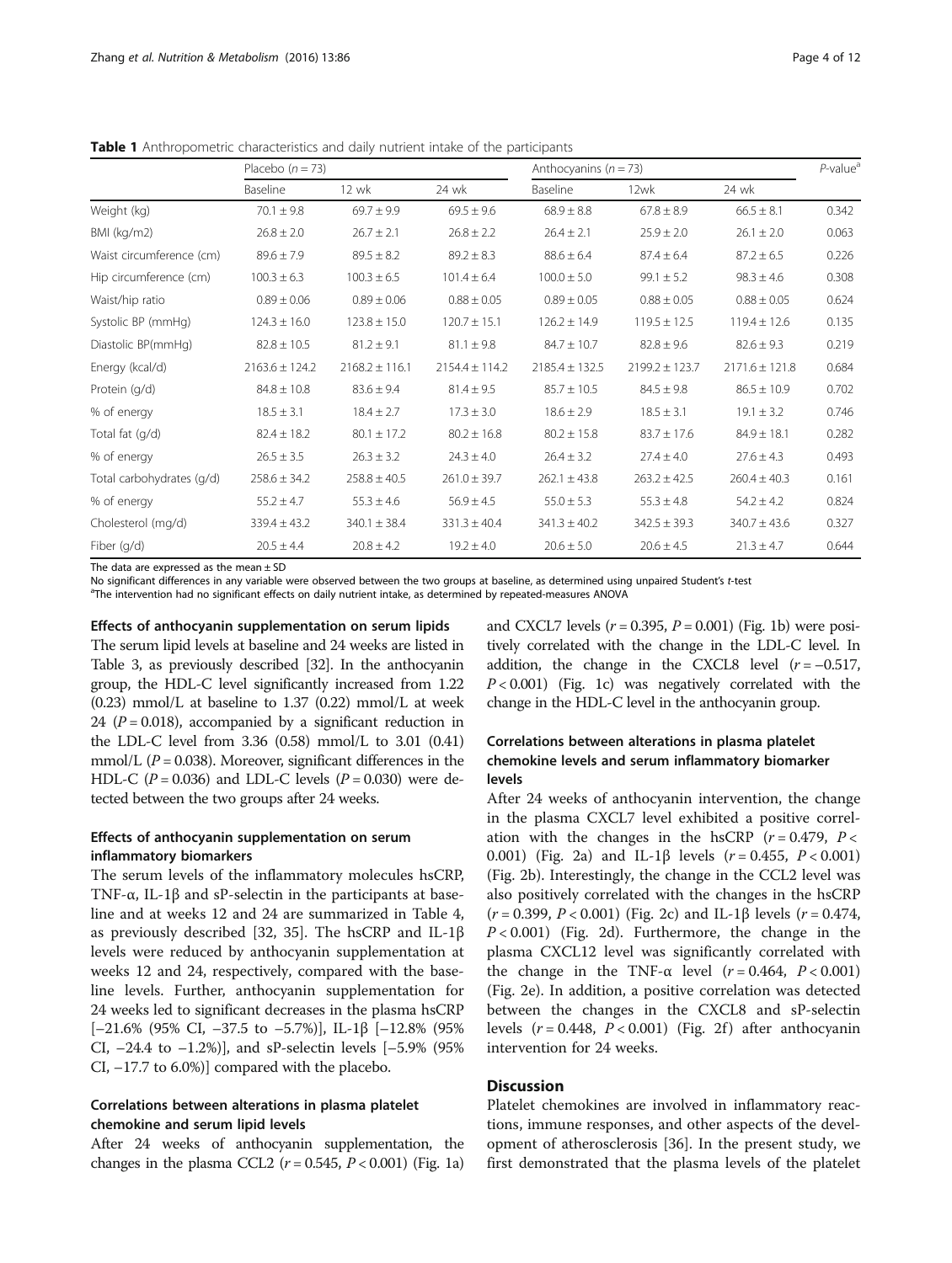**Table 1** Anthropometric characteristics and daily nutrient intake of the participants

| | Placebo ($n = 73$) | | | Anthocyanins ($n = 73$) | | | $P$-value[a] |
|---|---|---|---|---|---|---|---|
| | Baseline | 12 wk | 24 wk | Baseline | 12wk | 24 wk | |
| Weight (kg) | 70.1 ± 9.8 | 69.7 ± 9.9 | 69.5 ± 9.6 | 68.9 ± 8.8 | 67.8 ± 8.9 | 66.5 ± 8.1 | 0.342 |
| BMI (kg/m2) | 26.8 ± 2.0 | 26.7 ± 2.1 | 26.8 ± 2.2 | 26.4 ± 2.1 | 25.9 ± 2.0 | 26.1 ± 2.0 | 0.063 |
| Waist circumference (cm) | 89.6 ± 7.9 | 89.5 ± 8.2 | 89.2 ± 8.3 | 88.6 ± 6.4 | 87.4 ± 6.4 | 87.2 ± 6.5 | 0.226 |
| Hip circumference (cm) | 100.3 ± 6.3 | 100.3 ± 6.5 | 101.4 ± 6.4 | 100.0 ± 5.0 | 99.1 ± 5.2 | 98.3 ± 4.6 | 0.308 |
| Waist/hip ratio | 0.89 ± 0.06 | 0.89 ± 0.06 | 0.88 ± 0.05 | 0.89 ± 0.05 | 0.88 ± 0.05 | 0.88 ± 0.05 | 0.624 |
| Systolic BP (mmHg) | 124.3 ± 16.0 | 123.8 ± 15.0 | 120.7 ± 15.1 | 126.2 ± 14.9 | 119.5 ± 12.5 | 119.4 ± 12.6 | 0.135 |
| Diastolic BP(mmHg) | 82.8 ± 10.5 | 81.2 ± 9.1 | 81.1 ± 9.8 | 84.7 ± 10.7 | 82.8 ± 9.6 | 82.6 ± 9.3 | 0.219 |
| Energy (kcal/d) | 2163.6 ± 124.2 | 2168.2 ± 116.1 | 2154.4 ± 114.2 | 2185.4 ± 132.5 | 2199.2 ± 123.7 | 2171.6 ± 121.8 | 0.684 |
| Protein (g/d) | 84.8 ± 10.8 | 83.6 ± 9.4 | 81.4 ± 9.5 | 85.7 ± 10.5 | 84.5 ± 9.8 | 86.5 ± 10.9 | 0.702 |
| % of energy | 18.5 ± 3.1 | 18.4 ± 2.7 | 17.3 ± 3.0 | 18.6 ± 2.9 | 18.5 ± 3.1 | 19.1 ± 3.2 | 0.746 |
| Total fat (g/d) | 82.4 ± 18.2 | 80.1 ± 17.2 | 80.2 ± 16.8 | 80.2 ± 15.8 | 83.7 ± 17.6 | 84.9 ± 18.1 | 0.282 |
| % of energy | 26.5 ± 3.5 | 26.3 ± 3.2 | 24.3 ± 4.0 | 26.4 ± 3.2 | 27.4 ± 4.0 | 27.6 ± 4.3 | 0.493 |
| Total carbohydrates (g/d) | 258.6 ± 34.2 | 258.8 ± 40.5 | 261.0 ± 39.7 | 262.1 ± 43.8 | 263.2 ± 42.5 | 260.4 ± 40.3 | 0.161 |
| % of energy | 55.2 ± 4.7 | 55.3 ± 4.6 | 56.9 ± 4.5 | 55.0 ± 5.3 | 55.3 ± 4.8 | 54.2 ± 4.2 | 0.824 |
| Cholesterol (mg/d) | 339.4 ± 43.2 | 340.1 ± 38.4 | 331.3 ± 40.4 | 341.3 ± 40.2 | 342.5 ± 39.3 | 340.7 ± 43.6 | 0.327 |
| Fiber (g/d) | 20.5 ± 4.4 | 20.8 ± 4.2 | 19.2 ± 4.0 | 20.6 ± 5.0 | 20.6 ± 4.5 | 21.3 ± 4.7 | 0.644 |

The data are expressed as the mean ± SD

No significant differences in any variable were observed between the two groups at baseline, as determined using unpaired Student's *t*-test

[a]The intervention had no significant effects on daily nutrient intake, as determined by repeated-measures ANOVA

### Effects of anthocyanin supplementation on serum lipids

The serum lipid levels at baseline and 24 weeks are listed in Table 3, as previously described [32]. In the anthocyanin group, the HDL-C level significantly increased from 1.22 (0.23) mmol/L at baseline to 1.37 (0.22) mmol/L at week 24 ($P = 0.018$), accompanied by a significant reduction in the LDL-C level from 3.36 (0.58) mmol/L to 3.01 (0.41) mmol/L ($P = 0.038$). Moreover, significant differences in the HDL-C ($P = 0.036$) and LDL-C levels ($P = 0.030$) were detected between the two groups after 24 weeks.

### Effects of anthocyanin supplementation on serum inflammatory biomarkers

The serum levels of the inflammatory molecules hsCRP, TNF-α, IL-1β and sP-selectin in the participants at baseline and at weeks 12 and 24 are summarized in Table 4, as previously described [32, 35]. The hsCRP and IL-1β levels were reduced by anthocyanin supplementation at weeks 12 and 24, respectively, compared with the baseline levels. Further, anthocyanin supplementation for 24 weeks led to significant decreases in the plasma hsCRP [−21.6% (95% CI, −37.5 to −5.7%)], IL-1β [−12.8% (95% CI, −24.4 to −1.2%)], and sP-selectin levels [−5.9% (95% CI, −17.7 to 6.0%)] compared with the placebo.

### Correlations between alterations in plasma platelet chemokine and serum lipid levels

After 24 weeks of anthocyanin supplementation, the changes in the plasma CCL2 ($r = 0.545$, $P < 0.001$) (Fig. 1a) and CXCL7 levels ($r = 0.395$, $P = 0.001$) (Fig. 1b) were positively correlated with the change in the LDL-C level. In addition, the change in the CXCL8 level ($r = -0.517$, $P < 0.001$) (Fig. 1c) was negatively correlated with the change in the HDL-C level in the anthocyanin group.

### Correlations between alterations in plasma platelet chemokine levels and serum inflammatory biomarker levels

After 24 weeks of anthocyanin intervention, the change in the plasma CXCL7 level exhibited a positive correlation with the changes in the hsCRP ($r = 0.479$, $P < 0.001$) (Fig. 2a) and IL-1β levels ($r = 0.455$, $P < 0.001$) (Fig. 2b). Interestingly, the change in the CCL2 level was also positively correlated with the changes in the hsCRP ($r = 0.399$, $P < 0.001$) (Fig. 2c) and IL-1β levels ($r = 0.474$, $P < 0.001$) (Fig. 2d). Furthermore, the change in the plasma CXCL12 level was significantly correlated with the change in the TNF-α level ($r = 0.464$, $P < 0.001$) (Fig. 2e). In addition, a positive correlation was detected between the changes in the CXCL8 and sP-selectin levels ($r = 0.448$, $P < 0.001$) (Fig. 2f) after anthocyanin intervention for 24 weeks.

## Discussion

Platelet chemokines are involved in inflammatory reactions, immune responses, and other aspects of the development of atherosclerosis [36]. In the present study, we first demonstrated that the plasma levels of the platelet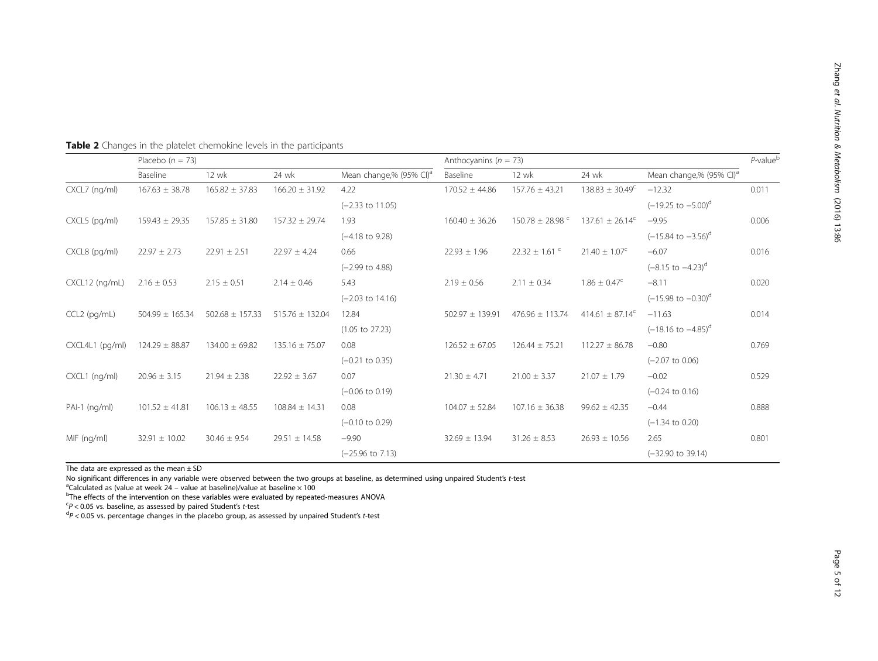**Table 2** Changes in the platelet chemokine levels in the participants

| | Placebo ($n$ = 73) | | | | Anthocyanins ($n$ = 73) | | | | $P$-value[b] |
|---|---|---|---|---|---|---|---|---|---|
| | Baseline | 12 wk | 24 wk | Mean change,% (95% CI)[a] | Baseline | 12 wk | 24 wk | Mean change,% (95% CI)[a] | |
| CXCL7 (ng/ml) | 167.63 ± 38.78 | 165.82 ± 37.83 | 166.20 ± 31.92 | 4.22 | 170.52 ± 44.86 | 157.76 ± 43.21 | 138.83 ± 30.49[c] | −12.32 | 0.011 |
| | | | | (−2.33 to 11.05) | | | | (−19.25 to −5.00)[d] | |
| CXCL5 (pg/ml) | 159.43 ± 29.35 | 157.85 ± 31.80 | 157.32 ± 29.74 | 1.93 | 160.40 ± 36.26 | 150.78 ± 28.98 [c] | 137.61 ± 26.14[c] | −9.95 | 0.006 |
| | | | | (−4.18 to 9.28) | | | | (−15.84 to −3.56)[d] | |
| CXCL8 (pg/ml) | 22.97 ± 2.73 | 22.91 ± 2.51 | 22.97 ± 4.24 | 0.66 | 22.93 ± 1.96 | 22.32 ± 1.61 [c] | 21.40 ± 1.07[c] | −6.07 | 0.016 |
| | | | | (−2.99 to 4.88) | | | | (−8.15 to −4.23)[d] | |
| CXCL12 (ng/mL) | 2.16 ± 0.53 | 2.15 ± 0.51 | 2.14 ± 0.46 | 5.43 | 2.19 ± 0.56 | 2.11 ± 0.34 | 1.86 ± 0.47[c] | −8.11 | 0.020 |
| | | | | (−2.03 to 14.16) | | | | (−15.98 to −0.30)[d] | |
| CCL2 (pg/mL) | 504.99 ± 165.34 | 502.68 ± 157.33 | 515.76 ± 132.04 | 12.84 | 502.97 ± 139.91 | 476.96 ± 113.74 | 414.61 ± 87.14[c] | −11.63 | 0.014 |
| | | | | (1.05 to 27.23) | | | | (−18.16 to −4.85)[d] | |
| CXCL4L1 (pg/ml) | 124.29 ± 88.87 | 134.00 ± 69.82 | 135.16 ± 75.07 | 0.08 | 126.52 ± 67.05 | 126.44 ± 75.21 | 112.27 ± 86.78 | −0.80 | 0.769 |
| | | | | (−0.21 to 0.35) | | | | (−2.07 to 0.06) | |
| CXCL1 (ng/ml) | 20.96 ± 3.15 | 21.94 ± 2.38 | 22.92 ± 3.67 | 0.07 | 21.30 ± 4.71 | 21.00 ± 3.37 | 21.07 ± 1.79 | −0.02 | 0.529 |
| | | | | (−0.06 to 0.19) | | | | (−0.24 to 0.16) | |
| PAI-1 (ng/ml) | 101.52 ± 41.81 | 106.13 ± 48.55 | 108.84 ± 14.31 | 0.08 | 104.07 ± 52.84 | 107.16 ± 36.38 | 99.62 ± 42.35 | −0.44 | 0.888 |
| | | | | (−0.10 to 0.29) | | | | (−1.34 to 0.20) | |
| MIF (ng/ml) | 32.91 ± 10.02 | 30.46 ± 9.54 | 29.51 ± 14.58 | −9.90 | 32.69 ± 13.94 | 31.26 ± 8.53 | 26.93 ± 10.56 | 2.65 | 0.801 |
| | | | | (−25.96 to 7.13) | | | | (−32.90 to 39.14) | |

The data are expressed as the mean ± SD

No significant differences in any variable were observed between the two groups at baseline, as determined using unpaired Student's *t*-test

[a]Calculated as (value at week 24 − value at baseline)/value at baseline × 100

[b]The effects of the intervention on these variables were evaluated by repeated-measures ANOVA

[c]$P < 0.05$ vs. baseline, as assessed by paired Student's *t*-test

[d]$P < 0.05$ vs. percentage changes in the placebo group, as assessed by unpaired Student's *t*-test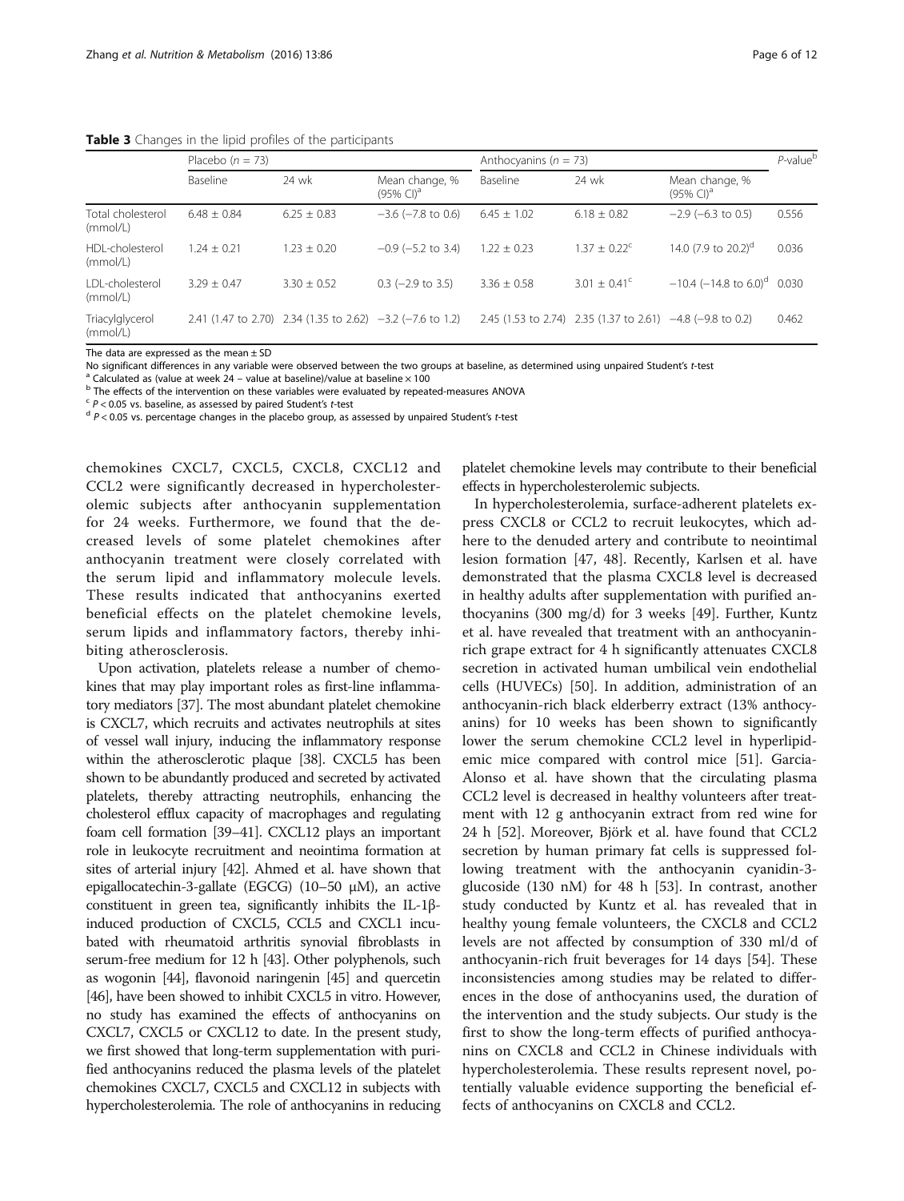**Table 3** Changes in the lipid profiles of the participants

| | Placebo ($n$ = 73) | | | Anthocyanins ($n$ = 73) | | | $P$-value[b] |
|---|---|---|---|---|---|---|---|
| | Baseline | 24 wk | Mean change, % (95% CI)[a] | Baseline | 24 wk | Mean change, % (95% CI)[a] | |
| Total cholesterol (mmol/L) | 6.48 ± 0.84 | 6.25 ± 0.83 | −3.6 (−7.8 to 0.6) | 6.45 ± 1.02 | 6.18 ± 0.82 | −2.9 (−6.3 to 0.5) | 0.556 |
| HDL-cholesterol (mmol/L) | 1.24 ± 0.21 | 1.23 ± 0.20 | −0.9 (−5.2 to 3.4) | 1.22 ± 0.23 | 1.37 ± 0.22[c] | 14.0 (7.9 to 20.2)[d] | 0.036 |
| LDL-cholesterol (mmol/L) | 3.29 ± 0.47 | 3.30 ± 0.52 | 0.3 (−2.9 to 3.5) | 3.36 ± 0.58 | 3.01 ± 0.41[c] | −10.4 (−14.8 to 6.0)[d] | 0.030 |
| Triacylglycerol (mmol/L) | 2.41 (1.47 to 2.70) | 2.34 (1.35 to 2.62) | −3.2 (−7.6 to 1.2) | 2.45 (1.53 to 2.74) | 2.35 (1.37 to 2.61) | −4.8 (−9.8 to 0.2) | 0.462 |

The data are expressed as the mean ± SD

No significant differences in any variable were observed between the two groups at baseline, as determined using unpaired Student's $t$-test

[a] Calculated as (value at week 24 − value at baseline)/value at baseline × 100

[b] The effects of the intervention on these variables were evaluated by repeated-measures ANOVA

[c] $P < 0.05$ vs. baseline, as assessed by paired Student's $t$-test

[d] $P < 0.05$ vs. percentage changes in the placebo group, as assessed by unpaired Student's $t$-test

chemokines CXCL7, CXCL5, CXCL8, CXCL12 and CCL2 were significantly decreased in hypercholesterolemic subjects after anthocyanin supplementation for 24 weeks. Furthermore, we found that the decreased levels of some platelet chemokines after anthocyanin treatment were closely correlated with the serum lipid and inflammatory molecule levels. These results indicated that anthocyanins exerted beneficial effects on the platelet chemokine levels, serum lipids and inflammatory factors, thereby inhibiting atherosclerosis.

Upon activation, platelets release a number of chemokines that may play important roles as first-line inflammatory mediators [37]. The most abundant platelet chemokine is CXCL7, which recruits and activates neutrophils at sites of vessel wall injury, inducing the inflammatory response within the atherosclerotic plaque [38]. CXCL5 has been shown to be abundantly produced and secreted by activated platelets, thereby attracting neutrophils, enhancing the cholesterol efflux capacity of macrophages and regulating foam cell formation [39–41]. CXCL12 plays an important role in leukocyte recruitment and neointima formation at sites of arterial injury [42]. Ahmed et al. have shown that epigallocatechin-3-gallate (EGCG) (10–50 μM), an active constituent in green tea, significantly inhibits the IL-1β-induced production of CXCL5, CCL5 and CXCL1 incubated with rheumatoid arthritis synovial fibroblasts in serum-free medium for 12 h [43]. Other polyphenols, such as wogonin [44], flavonoid naringenin [45] and quercetin [46], have been showed to inhibit CXCL5 in vitro. However, no study has examined the effects of anthocyanins on CXCL7, CXCL5 or CXCL12 to date. In the present study, we first showed that long-term supplementation with purified anthocyanins reduced the plasma levels of the platelet chemokines CXCL7, CXCL5 and CXCL12 in subjects with hypercholesterolemia. The role of anthocyanins in reducing platelet chemokine levels may contribute to their beneficial effects in hypercholesterolemic subjects.

In hypercholesterolemia, surface-adherent platelets express CXCL8 or CCL2 to recruit leukocytes, which adhere to the denuded artery and contribute to neointimal lesion formation [47, 48]. Recently, Karlsen et al. have demonstrated that the plasma CXCL8 level is decreased in healthy adults after supplementation with purified anthocyanins (300 mg/d) for 3 weeks [49]. Further, Kuntz et al. have revealed that treatment with an anthocyanin-rich grape extract for 4 h significantly attenuates CXCL8 secretion in activated human umbilical vein endothelial cells (HUVECs) [50]. In addition, administration of an anthocyanin-rich black elderberry extract (13% anthocyanins) for 10 weeks has been shown to significantly lower the serum chemokine CCL2 level in hyperlipidemic mice compared with control mice [51]. Garcia-Alonso et al. have shown that the circulating plasma CCL2 level is decreased in healthy volunteers after treatment with 12 g anthocyanin extract from red wine for 24 h [52]. Moreover, Björk et al. have found that CCL2 secretion by human primary fat cells is suppressed following treatment with the anthocyanin cyanidin-3-glucoside (130 nM) for 48 h [53]. In contrast, another study conducted by Kuntz et al. has revealed that in healthy young female volunteers, the CXCL8 and CCL2 levels are not affected by consumption of 330 ml/d of anthocyanin-rich fruit beverages for 14 days [54]. These inconsistencies among studies may be related to differences in the dose of anthocyanins used, the duration of the intervention and the study subjects. Our study is the first to show the long-term effects of purified anthocyanins on CXCL8 and CCL2 in Chinese individuals with hypercholesterolemia. These results represent novel, potentially valuable evidence supporting the beneficial effects of anthocyanins on CXCL8 and CCL2.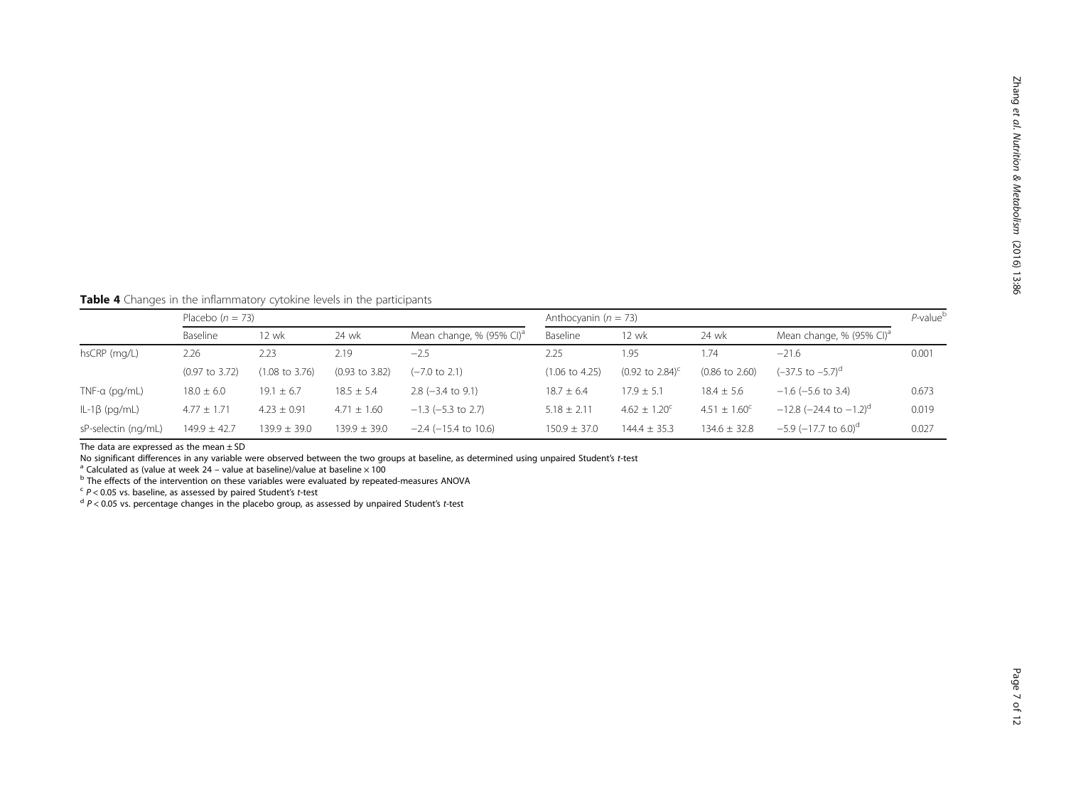**Table 4** Changes in the inflammatory cytokine levels in the participants

| | Placebo ($n$ = 73) | | | | Anthocyanin ($n$ = 73) | | | | $P$-value[b] |
|---|---|---|---|---|---|---|---|---|---|
| | Baseline | 12 wk | 24 wk | Mean change, % (95% CI)[a] | Baseline | 12 wk | 24 wk | Mean change, % (95% CI)[a] | |
| hsCRP (mg/L) | 2.26 (0.97 to 3.72) | 2.23 (1.08 to 3.76) | 2.19 (0.93 to 3.82) | −2.5 (−7.0 to 2.1) | 2.25 (1.06 to 4.25) | 1.95 (0.92 to 2.84)[c] | 1.74 (0.86 to 2.60) | −21.6 (−37.5 to −5.7)[d] | 0.001 |
| TNF-α (pg/mL) | 18.0 ± 6.0 | 19.1 ± 6.7 | 18.5 ± 5.4 | 2.8 (−3.4 to 9.1) | 18.7 ± 6.4 | 17.9 ± 5.1 | 18.4 ± 5.6 | −1.6 (−5.6 to 3.4) | 0.673 |
| IL-1β (pg/mL) | 4.77 ± 1.71 | 4.23 ± 0.91 | 4.71 ± 1.60 | −1.3 (−5.3 to 2.7) | 5.18 ± 2.11 | 4.62 ± 1.20[c] | 4.51 ± 1.60[c] | −12.8 (−24.4 to −1.2)[d] | 0.019 |
| sP-selectin (ng/mL) | 149.9 ± 42.7 | 139.9 ± 39.0 | 139.9 ± 39.0 | −2.4 (−15.4 to 10.6) | 150.9 ± 37.0 | 144.4 ± 35.3 | 134.6 ± 32.8 | −5.9 (−17.7 to 6.0)[d] | 0.027 |

The data are expressed as the mean ± SD

No significant differences in any variable were observed between the two groups at baseline, as determined using unpaired Student's $t$-test

[a] Calculated as (value at week 24 – value at baseline)/value at baseline × 100

[b] The effects of the intervention on these variables were evaluated by repeated-measures ANOVA

[c] $P < 0.05$ vs. baseline, as assessed by paired Student's $t$-test

[d] $P < 0.05$ vs. percentage changes in the placebo group, as assessed by unpaired Student's $t$-test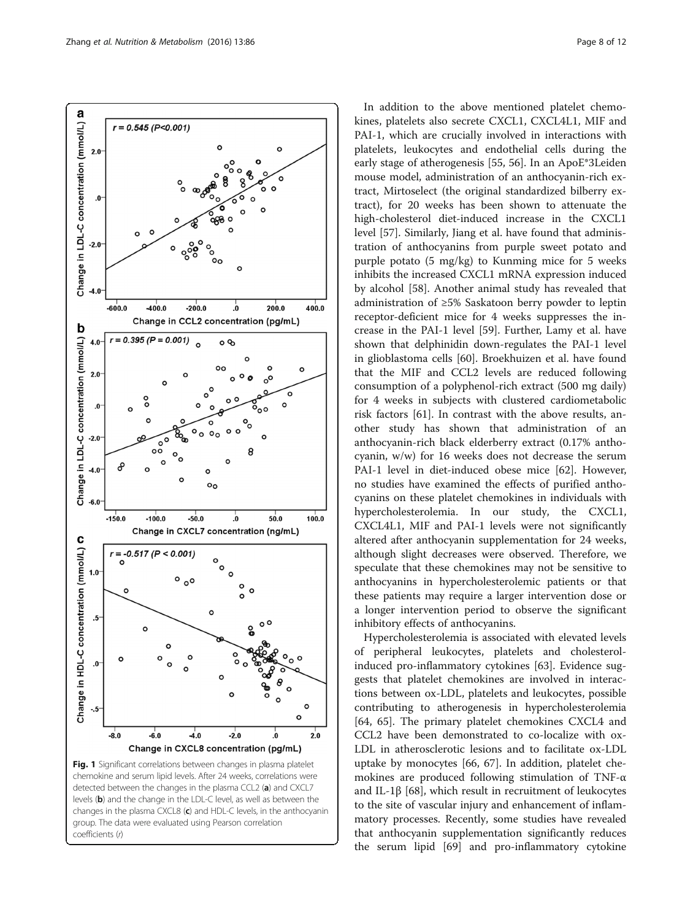**Fig. 1** Significant correlations between changes in plasma platelet chemokine and serum lipid levels. After 24 weeks, correlations were detected between the changes in the plasma CCL2 (**a**) and CXCL7 levels (**b**) and the change in the LDL-C level, as well as between the changes in the plasma CXCL8 (**c**) and HDL-C levels, in the anthocyanin group. The data were evaluated using Pearson correlation coefficients (*r*)

In addition to the above mentioned platelet chemokines, platelets also secrete CXCL1, CXCL4L1, MIF and PAI-1, which are crucially involved in interactions with platelets, leukocytes and endothelial cells during the early stage of atherogenesis [55, 56]. In an ApoE*3Leiden mouse model, administration of an anthocyanin-rich extract, Mirtoselect (the original standardized bilberry extract), for 20 weeks has been shown to attenuate the high-cholesterol diet-induced increase in the CXCL1 level [57]. Similarly, Jiang et al. have found that administration of anthocyanins from purple sweet potato and purple potato (5 mg/kg) to Kunming mice for 5 weeks inhibits the increased CXCL1 mRNA expression induced by alcohol [58]. Another animal study has revealed that administration of ≥5% Saskatoon berry powder to leptin receptor-deficient mice for 4 weeks suppresses the increase in the PAI-1 level [59]. Further, Lamy et al. have shown that delphinidin down-regulates the PAI-1 level in glioblastoma cells [60]. Broekhuizen et al. have found that the MIF and CCL2 levels are reduced following consumption of a polyphenol-rich extract (500 mg daily) for 4 weeks in subjects with clustered cardiometabolic risk factors [61]. In contrast with the above results, another study has shown that administration of an anthocyanin-rich black elderberry extract (0.17% anthocyanin, w/w) for 16 weeks does not decrease the serum PAI-1 level in diet-induced obese mice [62]. However, no studies have examined the effects of purified anthocyanins on these platelet chemokines in individuals with hypercholesterolemia. In our study, the CXCL1, CXCL4L1, MIF and PAI-1 levels were not significantly altered after anthocyanin supplementation for 24 weeks, although slight decreases were observed. Therefore, we speculate that these chemokines may not be sensitive to anthocyanins in hypercholesterolemic patients or that these patients may require a larger intervention dose or a longer intervention period to observe the significant inhibitory effects of anthocyanins.

Hypercholesterolemia is associated with elevated levels of peripheral leukocytes, platelets and cholesterol-induced pro-inflammatory cytokines [63]. Evidence suggests that platelet chemokines are involved in interactions between ox-LDL, platelets and leukocytes, possible contributing to atherogenesis in hypercholesterolemia [64, 65]. The primary platelet chemokines CXCL4 and CCL2 have been demonstrated to co-localize with ox-LDL in atherosclerotic lesions and to facilitate ox-LDL uptake by monocytes [66, 67]. In addition, platelet chemokines are produced following stimulation of TNF-α and IL-1β [68], which result in recruitment of leukocytes to the site of vascular injury and enhancement of inflammatory processes. Recently, some studies have revealed that anthocyanin supplementation significantly reduces the serum lipid [69] and pro-inflammatory cytokine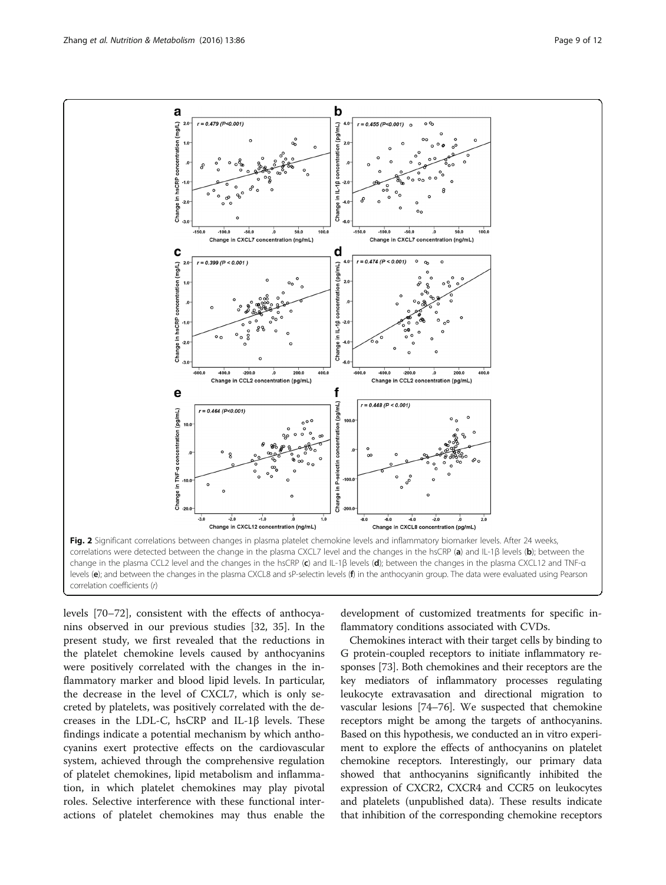**Fig. 2** Significant correlations between changes in plasma platelet chemokine levels and inflammatory biomarker levels. After 24 weeks, correlations were detected between the change in the plasma CXCL7 level and the changes in the hsCRP (**a**) and IL-1β levels (**b**); between the change in the plasma CCL2 level and the changes in the hsCRP (**c**) and IL-1β levels (**d**); between the changes in the plasma CXCL12 and TNF-α levels (**e**); and between the changes in the plasma CXCL8 and sP-selectin levels (**f**) in the anthocyanin group. The data were evaluated using Pearson correlation coefficients (*r*)

levels [70–72], consistent with the effects of anthocyanins observed in our previous studies [32, 35]. In the present study, we first revealed that the reductions in the platelet chemokine levels caused by anthocyanins were positively correlated with the changes in the inflammatory marker and blood lipid levels. In particular, the decrease in the level of CXCL7, which is only secreted by platelets, was positively correlated with the decreases in the LDL-C, hsCRP and IL-1β levels. These findings indicate a potential mechanism by which anthocyanins exert protective effects on the cardiovascular system, achieved through the comprehensive regulation of platelet chemokines, lipid metabolism and inflammation, in which platelet chemokines may play pivotal roles. Selective interference with these functional interactions of platelet chemokines may thus enable the development of customized treatments for specific inflammatory conditions associated with CVDs.

Chemokines interact with their target cells by binding to G protein-coupled receptors to initiate inflammatory responses [73]. Both chemokines and their receptors are the key mediators of inflammatory processes regulating leukocyte extravasation and directional migration to vascular lesions [74–76]. We suspected that chemokine receptors might be among the targets of anthocyanins. Based on this hypothesis, we conducted an in vitro experiment to explore the effects of anthocyanins on platelet chemokine receptors. Interestingly, our primary data showed that anthocyanins significantly inhibited the expression of CXCR2, CXCR4 and CCR5 on leukocytes and platelets (unpublished data). These results indicate that inhibition of the corresponding chemokine receptors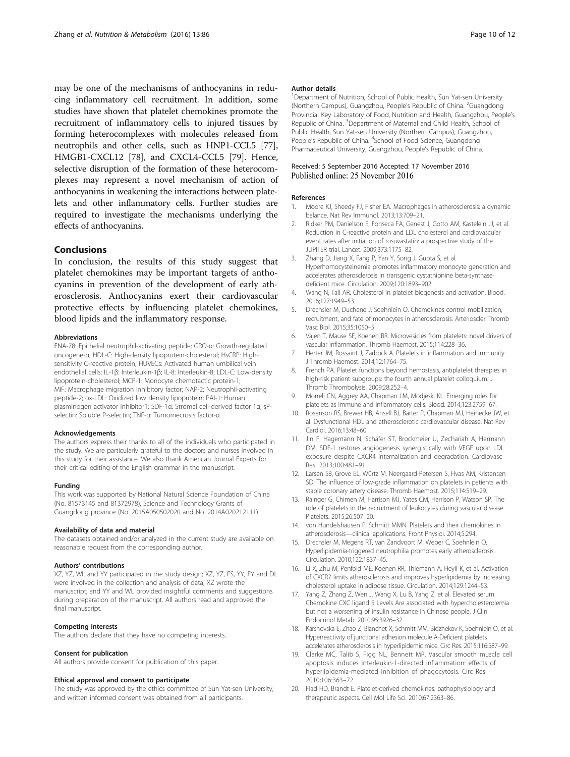may be one of the mechanisms of anthocyanins in reducing inflammatory cell recruitment. In addition, some studies have shown that platelet chemokines promote the recruitment of inflammatory cells to injured tissues by forming heterocomplexes with molecules released from neutrophils and other cells, such as HNP1-CCL5 [77], HMGB1-CXCL12 [78], and CXCL4-CCL5 [79]. Hence, selective disruption of the formation of these heterocomplexes may represent a novel mechanism of action of anthocyanins in weakening the interactions between platelets and other inflammatory cells. Further studies are required to investigate the mechanisms underlying the effects of anthocyanins.

## Conclusions

In conclusion, the results of this study suggest that platelet chemokines may be important targets of anthocyanins in prevention of the development of early atherosclerosis. Anthocyanins exert their cardiovascular protective effects by influencing platelet chemokines, blood lipids and the inflammatory response.

#### Abbreviations

ENA-78: Epithelial neutrophil-activating peptide; GRO-α: Growth-regulated oncogene-α; HDL-C: High-density lipoprotein-cholesterol; HsCRP: High-sensitivity C-reactive protein; HUVECs: Activated human umbilical vein endothelial cells; IL-1β: Interleukin-1β; IL-8: Interleukin-8; LDL-C: Low-density lipoprotein-cholesterol; MCP-1: Monocyte chemotactic protein-1; MIF: Macrophage migration inhibitory factor; NAP-2: Neutrophil-activating peptide-2; ox-LDL: Oxidized low density lipoprotein; PAI-1: Human plasminogen activator inhibitor1; SDF-1α: Stromal cell-derived factor 1α; sP-selectin: Soluble P-selectin; TNF-α: Tumornecrosis factor-α

#### Acknowledgements

The authors express their thanks to all of the individuals who participated in the study. We are particularly grateful to the doctors and nurses involved in this study for their assistance. We also thank American Journal Experts for their critical editing of the English grammar in the manuscript.

#### Funding

This work was supported by National Natural Science Foundation of China (No. 81573145 and 81372978), Science and Technology Grants of Guangdong province (No. 2015A050502020 and No. 2014A020212111).

#### Availability of data and material

The datasets obtained and/or analyzed in the current study are available on reasonable request from the corresponding author.

#### Authors' contributions

XZ, YZ, WL and YY participated in the study design; XZ, YZ, FS, YY, FY and DL were involved in the collection and analysis of data; XZ wrote the manuscript; and YY and WL provided insightful comments and suggestions during preparation of the manuscript. All authors read and approved the final manuscript.

#### Competing interests

The authors declare that they have no competing interests.

#### Consent for publication

All authors provide consent for publication of this paper.

#### Ethical approval and consent to participate

The study was approved by the ethics committee of Sun Yat-sen University, and written informed consent was obtained from all participants.

#### Author details

[1]Department of Nutrition, School of Public Health, Sun Yat-sen University (Northern Campus), Guangzhou, People's Republic of China. [2]Guangdong Provincial Key Laboratory of Food, Nutrition and Health, Guangzhou, People's Republic of China. [3]Department of Maternal and Child Health, School of Public Health, Sun Yat-sen University (Northern Campus), Guangzhou, People's Republic of China. [4]School of Food Science, Guangdong Pharmaceutical University, Guangzhou, People's Republic of China.

Received: 5 September 2016 Accepted: 17 November 2016
Published online: 25 November 2016

#### References

1. Moore KJ, Sheedy FJ, Fisher EA. Macrophages in atherosclerosis: a dynamic balance. Nat Rev Immunol. 2013;13:709–21.
2. Ridker PM, Danielson E, Fonseca FA, Genest J, Gotto AM, Kastelein JJ, et al. Reduction in C-reactive protein and LDL cholesterol and cardiovascular event rates after initiation of rosuvastatin: a prospective study of the JUPITER trial. Lancet. 2009;373:1175–82.
3. Zhang D, Jiang X, Fang P, Yan Y, Song J, Gupta S, et al. Hyperhomocysteinemia promotes inflammatory monocyte generation and accelerates atherosclerosis in transgenic cystathionine beta-synthase-deficient mice. Circulation. 2009;120:1893–902.
4. Wang N, Tall AR. Cholesterol in platelet biogenesis and activation. Blood. 2016;127:1949–53.
5. Drechsler M, Duchene J, Soehnlein O. Chemokines control mobilization, recruitment, and fate of monocytes in atherosclerosis. Arterioscler Thromb Vasc Biol. 2015;35:1050–5.
6. Vajen T, Mause SF, Koenen RR. Microvesicles from platelets: novel drivers of vascular inflammation. Thromb Haemost. 2015;114:228–36.
7. Herter JM, Rossaint J, Zarbock A. Platelets in inflammation and immunity. J Thromb Haemost. 2014;12:1764–75.
8. French PA. Platelet functions beyond hemostasis, antiplatelet therapies in high-risk patient subgroups: the fourth annual platelet colloquium. J Thromb Thrombolysis. 2009;28:252–4.
9. Morrell CN, Aggrey AA, Chapman LM, Modjeski KL. Emerging roles for platelets as immune and inflammatory cells. Blood. 2014;123:2759–67.
10. Rosenson RS, Brewer HB, Ansell BJ, Barter P, Chapman MJ, Heinecke JW, et al. Dysfunctional HDL and atherosclerotic cardiovascular disease. Nat Rev Cardiol. 2016;13:48–60.
11. Jin F, Hagemann N, Schäfer ST, Brockmeier U, Zechariah A, Hermann DM. SDF-1 restores angiogenesis synergistically with VEGF upon LDL exposure despite CXCR4 internalization and degradation. Cardiovasc Res. 2013;100:481–91.
12. Larsen SB, Grove EL, Würtz M, Neergaard-Petersen S, Hvas AM, Kristensen SD. The influence of low-grade inflammation on platelets in patients with stable coronary artery disease. Thromb Haemost. 2015;114:519–29.
13. Rainger G, Chimen M, Harrison MJ, Yates CM, Harrison P, Watson SP. The role of platelets in the recruitment of leukocytes during vascular disease. Platelets. 2015;26:507–20.
14. von Hundelshausen P, Schmitt MMN. Platelets and their chemokines in atherosclerosis—clinical applications. Front Physiol. 2014;5:294.
15. Drechsler M, Megens RT, van Zandvoort M, Weber C, Soehnlein O. Hyperlipidemia-triggered neutrophilia promotes early atherosclerosis. Circulation. 2010;122:1837–45.
16. Li X, Zhu M, Penfold ME, Koenen RR, Thiemann A, Heyll K, et al. Activation of CXCR7 limits atherosclerosis and improves hyperlipidemia by increasing cholesterol uptake in adipose tissue. Circulation. 2014;129:1244–53.
17. Yang Z, Zhang Z, Wen J, Wang X, Lu B, Yang Z, et al. Elevated serum Chemokine CXC ligand 5 Levels Are associated with hypercholesterolemia but not a worsening of insulin resistance in Chinese people. J Clin Endocrinol Metab. 2010;95:3926–32.
18. Karshovska E, Zhao Z, Blanchet X, Schmitt MM, Bidzhekov K, Soehnlein O, et al. Hyperreactivity of junctional adhesion molecule A-Deficient platelets accelerates atherosclerosis in hyperlipidemic mice. Circ Res. 2015;116:587–99.
19. Clarke MC, Talib S, Figg NL, Bennett MR. Vascular smooth muscle cell apoptosis induces interleukin-1-directed inflammation: effects of hyperlipidemia-mediated inhibition of phagocytosis. Circ Res. 2010;106:363–72.
20. Flad HD, Brandt E. Platelet-derived chemokines: pathophysiology and therapeutic aspects. Cell Mol Life Sci. 2010;67:2363–86.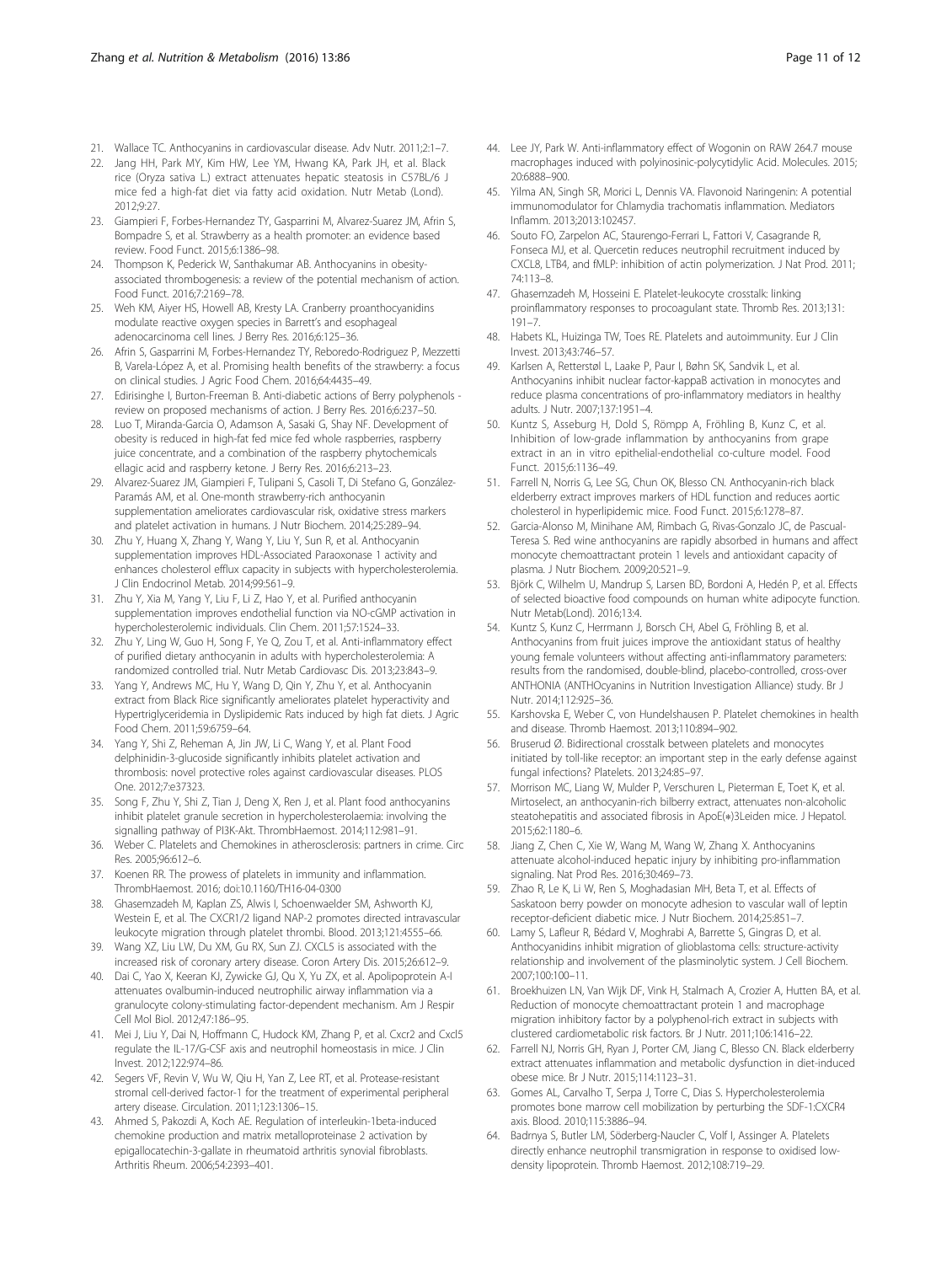21. Wallace TC. Anthocyanins in cardiovascular disease. Adv Nutr. 2011;2:1–7.
22. Jang HH, Park MY, Kim HW, Lee YM, Hwang KA, Park JH, et al. Black rice (Oryza sativa L.) extract attenuates hepatic steatosis in C57BL/6 J mice fed a high-fat diet via fatty acid oxidation. Nutr Metab (Lond). 2012;9:27.
23. Giampieri F, Forbes-Hernandez TY, Gasparrini M, Alvarez-Suarez JM, Afrin S, Bompadre S, et al. Strawberry as a health promoter: an evidence based review. Food Funct. 2015;6:1386–98.
24. Thompson K, Pederick W, Santhakumar AB. Anthocyanins in obesity-associated thrombogenesis: a review of the potential mechanism of action. Food Funct. 2016;7:2169–78.
25. Weh KM, Aiyer HS, Howell AB, Kresty LA. Cranberry proanthocyanidins modulate reactive oxygen species in Barrett's and esophageal adenocarcinoma cell lines. J Berry Res. 2016;6:125–36.
26. Afrin S, Gasparrini M, Forbes-Hernandez TY, Reboredo-Rodriguez P, Mezzetti B, Varela-López A, et al. Promising health benefits of the strawberry: a focus on clinical studies. J Agric Food Chem. 2016;64:4435–49.
27. Edirisinghe I, Burton-Freeman B. Anti-diabetic actions of Berry polyphenols - review on proposed mechanisms of action. J Berry Res. 2016;6:237–50.
28. Luo T, Miranda-Garcia O, Adamson A, Sasaki G, Shay NF. Development of obesity is reduced in high-fat fed mice fed whole raspberries, raspberry juice concentrate, and a combination of the raspberry phytochemicals ellagic acid and raspberry ketone. J Berry Res. 2016;6:213–23.
29. Alvarez-Suarez JM, Giampieri F, Tulipani S, Casoli T, Di Stefano G, González-Paramás AM, et al. One-month strawberry-rich anthocyanin supplementation ameliorates cardiovascular risk, oxidative stress markers and platelet activation in humans. J Nutr Biochem. 2014;25:289–94.
30. Zhu Y, Huang X, Zhang Y, Wang Y, Liu Y, Sun R, et al. Anthocyanin supplementation improves HDL-Associated Paraoxonase 1 activity and enhances cholesterol efflux capacity in subjects with hypercholesterolemia. J Clin Endocrinol Metab. 2014;99:561–9.
31. Zhu Y, Xia M, Yang Y, Liu F, Li Z, Hao Y, et al. Purified anthocyanin supplementation improves endothelial function via NO-cGMP activation in hypercholesterolemic individuals. Clin Chem. 2011;57:1524–33.
32. Zhu Y, Ling W, Guo H, Song F, Ye Q, Zou T, et al. Anti-inflammatory effect of purified dietary anthocyanin in adults with hypercholesterolemia: A randomized controlled trial. Nutr Metab Cardiovasc Dis. 2013;23:843–9.
33. Yang Y, Andrews MC, Hu Y, Wang D, Qin Y, Zhu Y, et al. Anthocyanin extract from Black Rice significantly ameliorates platelet hyperactivity and Hypertriglyceridemia in Dyslipidemic Rats induced by high fat diets. J Agric Food Chem. 2011;59:6759–64.
34. Yang Y, Shi Z, Reheman A, Jin JW, Li C, Wang Y, et al. Plant Food delphinidin-3-glucoside significantly inhibits platelet activation and thrombosis: novel protective roles against cardiovascular diseases. PLOS One. 2012;7:e37323.
35. Song F, Zhu Y, Shi Z, Tian J, Deng X, Ren J, et al. Plant food anthocyanins inhibit platelet granule secretion in hypercholesterolaemia: involving the signalling pathway of PI3K-Akt. ThrombHaemost. 2014;112:981–91.
36. Weber C. Platelets and Chemokines in atherosclerosis: partners in crime. Circ Res. 2005;96:612–6.
37. Koenen RR. The prowess of platelets in immunity and inflammation. ThrombHaemost. 2016; doi:10.1160/TH16-04-0300
38. Ghasemzadeh M, Kaplan ZS, Alwis I, Schoenwaelder SM, Ashworth KJ, Westein E, et al. The CXCR1/2 ligand NAP-2 promotes directed intravascular leukocyte migration through platelet thrombi. Blood. 2013;121:4555–66.
39. Wang XZ, Liu LW, Du XM, Gu RX, Sun ZJ. CXCL5 is associated with the increased risk of coronary artery disease. Coron Artery Dis. 2015;26:612–9.
40. Dai C, Yao X, Keeran KJ, Zywicke GJ, Qu X, Yu ZX, et al. Apolipoprotein A-I attenuates ovalbumin-induced neutrophilic airway inflammation via a granulocyte colony-stimulating factor-dependent mechanism. Am J Respir Cell Mol Biol. 2012;47:186–95.
41. Mei J, Liu Y, Dai N, Hoffmann C, Hudock KM, Zhang P, et al. Cxcr2 and Cxcl5 regulate the IL-17/G-CSF axis and neutrophil homeostasis in mice. J Clin Invest. 2012;122:974–86.
42. Segers VF, Revin V, Wu W, Qiu H, Yan Z, Lee RT, et al. Protease-resistant stromal cell-derived factor-1 for the treatment of experimental peripheral artery disease. Circulation. 2011;123:1306–15.
43. Ahmed S, Pakozdi A, Koch AE. Regulation of interleukin-1beta-induced chemokine production and matrix metalloproteinase 2 activation by epigallocatechin-3-gallate in rheumatoid arthritis synovial fibroblasts. Arthritis Rheum. 2006;54:2393–401.
44. Lee JY, Park W. Anti-inflammatory effect of Wogonin on RAW 264.7 mouse macrophages induced with polyinosinic-polycytidylic Acid. Molecules. 2015;20:6888–900.
45. Yilma AN, Singh SR, Morici L, Dennis VA. Flavonoid Naringenin: A potential immunomodulator for Chlamydia trachomatis inflammation. Mediators Inflamm. 2013;2013:102457.
46. Souto FO, Zarpelon AC, Staurengo-Ferrari L, Fattori V, Casagrande R, Fonseca MJ, et al. Quercetin reduces neutrophil recruitment induced by CXCL8, LTB4, and fMLP: inhibition of actin polymerization. J Nat Prod. 2011;74:113–8.
47. Ghasemzadeh M, Hosseini E. Platelet-leukocyte crosstalk: linking proinflammatory responses to procoagulant state. Thromb Res. 2013;131:191–7.
48. Habets KL, Huizinga TW, Toes RE. Platelets and autoimmunity. Eur J Clin Invest. 2013;43:746–57.
49. Karlsen A, Retterstøl L, Laake P, Paur I, Bøhn SK, Sandvik L, et al. Anthocyanins inhibit nuclear factor-kappaB activation in monocytes and reduce plasma concentrations of pro-inflammatory mediators in healthy adults. J Nutr. 2007;137:1951–4.
50. Kuntz S, Asseburg H, Dold S, Römpp A, Fröhling B, Kunz C, et al. Inhibition of low-grade inflammation by anthocyanins from grape extract in an in vitro epithelial-endothelial co-culture model. Food Funct. 2015;6:1136–49.
51. Farrell N, Norris G, Lee SG, Chun OK, Blesso CN. Anthocyanin-rich black elderberry extract improves markers of HDL function and reduces aortic cholesterol in hyperlipidemic mice. Food Funct. 2015;6:1278–87.
52. Garcia-Alonso M, Minihane AM, Rimbach G, Rivas-Gonzalo JC, de Pascual-Teresa S. Red wine anthocyanins are rapidly absorbed in humans and affect monocyte chemoattractant protein 1 levels and antioxidant capacity of plasma. J Nutr Biochem. 2009;20:521–9.
53. Björk C, Wilhelm U, Mandrup S, Larsen BD, Bordoni A, Hedén P, et al. Effects of selected bioactive food compounds on human white adipocyte function. Nutr Metab(Lond). 2016;13:4.
54. Kuntz S, Kunz C, Herrmann J, Borsch CH, Abel G, Fröhling B, et al. Anthocyanins from fruit juices improve the antioxidant status of healthy young female volunteers without affecting anti-inflammatory parameters: results from the randomised, double-blind, placebo-controlled, cross-over ANTHONIA (ANTHOcyanins in Nutrition Investigation Alliance) study. Br J Nutr. 2014;112:925–36.
55. Karshovska E, Weber C, von Hundelshausen P. Platelet chemokines in health and disease. Thromb Haemost. 2013;110:894–902.
56. Bruserud Ø. Bidirectional crosstalk between platelets and monocytes initiated by toll-like receptor: an important step in the early defense against fungal infections? Platelets. 2013;24:85–97.
57. Morrison MC, Liang W, Mulder P, Verschuren L, Pieterman E, Toet K, et al. Mirtoselect, an anthocyanin-rich bilberry extract, attenuates non-alcoholic steatohepatitis and associated fibrosis in ApoE(*)3Leiden mice. J Hepatol. 2015;62:1180–6.
58. Jiang Z, Chen C, Xie W, Wang M, Wang W, Zhang X. Anthocyanins attenuate alcohol-induced hepatic injury by inhibiting pro-inflammation signaling. Nat Prod Res. 2016;30:469–73.
59. Zhao R, Le K, Li W, Ren S, Moghadasian MH, Beta T, et al. Effects of Saskatoon berry powder on monocyte adhesion to vascular wall of leptin receptor-deficient diabetic mice. J Nutr Biochem. 2014;25:851–7.
60. Lamy S, Lafleur R, Bédard V, Moghrabi A, Barrette S, Gingras D, et al. Anthocyanidins inhibit migration of glioblastoma cells: structure-activity relationship and involvement of the plasminolytic system. J Cell Biochem. 2007;100:100–11.
61. Broekhuizen LN, Van Wijk DF, Vink H, Stalmach A, Crozier A, Hutten BA, et al. Reduction of monocyte chemoattractant protein 1 and macrophage migration inhibitory factor by a polyphenol-rich extract in subjects with clustered cardiometabolic risk factors. Br J Nutr. 2011;106:1416–22.
62. Farrell NJ, Norris GH, Ryan J, Porter CM, Jiang C, Blesso CN. Black elderberry extract attenuates inflammation and metabolic dysfunction in diet-induced obese mice. Br J Nutr. 2015;114:1123–31.
63. Gomes AL, Carvalho T, Serpa J, Torre C, Dias S. Hypercholesterolemia promotes bone marrow cell mobilization by perturbing the SDF-1:CXCR4 axis. Blood. 2010;115:3886–94.
64. Badrnya S, Butler LM, Söderberg-Naucler C, Volf I, Assinger A. Platelets directly enhance neutrophil transmigration in response to oxidised low-density lipoprotein. Thromb Haemost. 2012;108:719–29.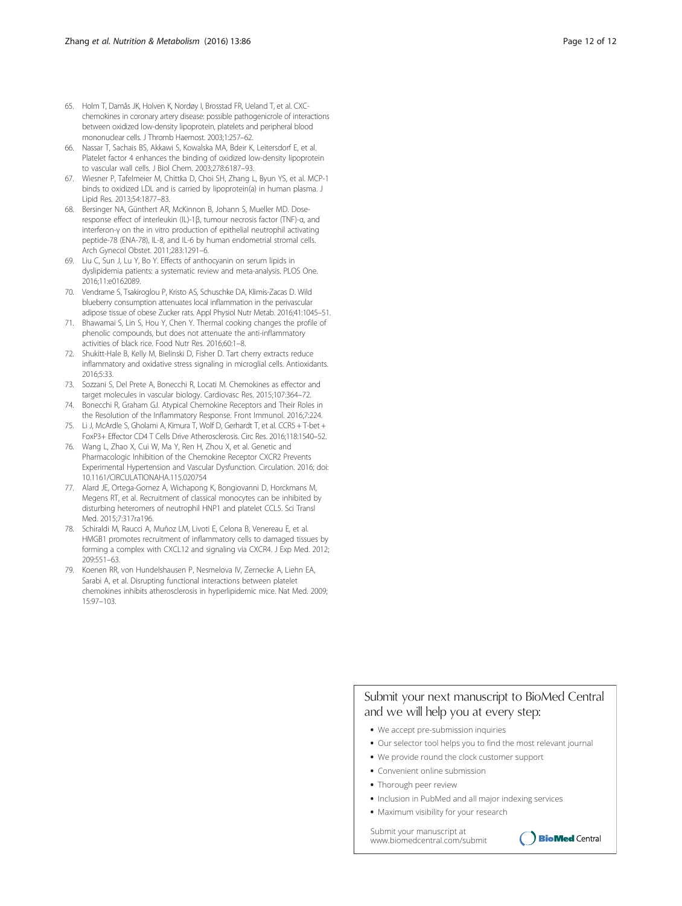65. Holm T, Damås JK, Holven K, Nordøy I, Brosstad FR, Ueland T, et al. CXC-chemokines in coronary artery disease: possible pathogenicrole of interactions between oxidized low-density lipoprotein, platelets and peripheral blood mononuclear cells. J Thromb Haemost. 2003;1:257–62.
66. Nassar T, Sachais BS, Akkawi S, Kowalska MA, Bdeir K, Leitersdorf E, et al. Platelet factor 4 enhances the binding of oxidized low-density lipoprotein to vascular wall cells. J Biol Chem. 2003;278:6187–93.
67. Wiesner P, Tafelmeier M, Chittka D, Choi SH, Zhang L, Byun YS, et al. MCP-1 binds to oxidized LDL and is carried by lipoprotein(a) in human plasma. J Lipid Res. 2013;54:1877–83.
68. Bersinger NA, Günthert AR, McKinnon B, Johann S, Mueller MD. Dose-response effect of interleukin (IL)-1β, tumour necrosis factor (TNF)-α, and interferon-γ on the in vitro production of epithelial neutrophil activating peptide-78 (ENA-78), IL-8, and IL-6 by human endometrial stromal cells. Arch Gynecol Obstet. 2011;283:1291–6.
69. Liu C, Sun J, Lu Y, Bo Y. Effects of anthocyanin on serum lipids in dyslipidemia patients: a systematic review and meta-analysis. PLOS One. 2016;11:e0162089.
70. Vendrame S, Tsakiroglou P, Kristo AS, Schuschke DA, Klimis-Zacas D. Wild blueberry consumption attenuates local inflammation in the perivascular adipose tissue of obese Zucker rats. Appl Physiol Nutr Metab. 2016;41:1045–51.
71. Bhawamai S, Lin S, Hou Y, Chen Y. Thermal cooking changes the profile of phenolic compounds, but does not attenuate the anti-inflammatory activities of black rice. Food Nutr Res. 2016;60:1–8.
72. Shukitt-Hale B, Kelly M, Bielinski D, Fisher D. Tart cherry extracts reduce inflammatory and oxidative stress signaling in microglial cells. Antioxidants. 2016;5:33.
73. Sozzani S, Del Prete A, Bonecchi R, Locati M. Chemokines as effector and target molecules in vascular biology. Cardiovasc Res. 2015;107:364–72.
74. Bonecchi R, Graham GJ. Atypical Chemokine Receptors and Their Roles in the Resolution of the Inflammatory Response. Front Immunol. 2016;7:224.
75. Li J, McArdle S, Gholami A, Kimura T, Wolf D, Gerhardt T, et al. CCR5 + T-bet + FoxP3+ Effector CD4 T Cells Drive Atherosclerosis. Circ Res. 2016;118:1540–52.
76. Wang L, Zhao X, Cui W, Ma Y, Ren H, Zhou X, et al. Genetic and Pharmacologic Inhibition of the Chemokine Receptor CXCR2 Prevents Experimental Hypertension and Vascular Dysfunction. Circulation. 2016; doi: 10.1161/CIRCULATIONAHA.115.020754
77. Alard JE, Ortega-Gomez A, Wichapong K, Bongiovanni D, Horckmans M, Megens RT, et al. Recruitment of classical monocytes can be inhibited by disturbing heteromers of neutrophil HNP1 and platelet CCL5. Sci Transl Med. 2015;7:317ra196.
78. Schiraldi M, Raucci A, Muñoz LM, Livoti E, Celona B, Venereau E, et al. HMGB1 promotes recruitment of inflammatory cells to damaged tissues by forming a complex with CXCL12 and signaling via CXCR4. J Exp Med. 2012; 209:551–63.
79. Koenen RR, von Hundelshausen P, Nesmelova IV, Zernecke A, Liehn EA, Sarabi A, et al. Disrupting functional interactions between platelet chemokines inhibits atherosclerosis in hyperlipidemic mice. Nat Med. 2009; 15:97–103.

Submit your next manuscript to BioMed Central and we will help you at every step:

- We accept pre-submission inquiries
- Our selector tool helps you to find the most relevant journal
- We provide round the clock customer support
- Convenient online submission
- Thorough peer review
- Inclusion in PubMed and all major indexing services
- Maximum visibility for your research

Submit your manuscript at
www.biomedcentral.com/submit

BioMed Central